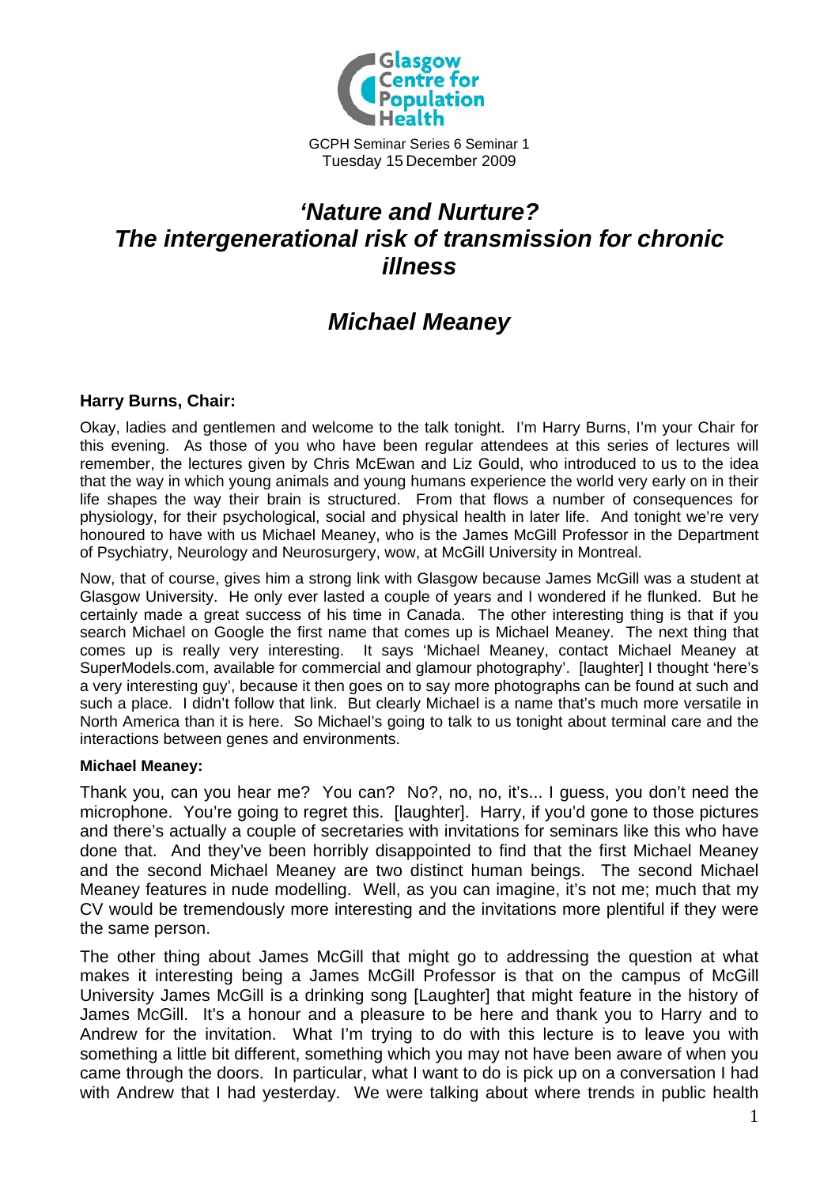Glasgow Centre for Population Health

GCPH Seminar Series 6 Seminar 1
Tuesday 15 December 2009

# *'Nature and Nurture? The intergenerational risk of transmission for chronic illness*

## *Michael Meaney*

**Harry Burns, Chair:**

Okay, ladies and gentlemen and welcome to the talk tonight. I'm Harry Burns, I'm your Chair for this evening. As those of you who have been regular attendees at this series of lectures will remember, the lectures given by Chris McEwan and Liz Gould, who introduced to us to the idea that the way in which young animals and young humans experience the world very early on in their life shapes the way their brain is structured. From that flows a number of consequences for physiology, for their psychological, social and physical health in later life. And tonight we're very honoured to have with us Michael Meaney, who is the James McGill Professor in the Department of Psychiatry, Neurology and Neurosurgery, wow, at McGill University in Montreal.

Now, that of course, gives him a strong link with Glasgow because James McGill was a student at Glasgow University. He only ever lasted a couple of years and I wondered if he flunked. But he certainly made a great success of his time in Canada. The other interesting thing is that if you search Michael on Google the first name that comes up is Michael Meaney. The next thing that comes up is really very interesting. It says 'Michael Meaney, contact Michael Meaney at SuperModels.com, available for commercial and glamour photography'. [laughter] I thought 'here's a very interesting guy', because it then goes on to say more photographs can be found at such and such a place. I didn't follow that link. But clearly Michael is a name that's much more versatile in North America than it is here. So Michael's going to talk to us tonight about terminal care and the interactions between genes and environments.

**Michael Meaney:**

Thank you, can you hear me? You can? No?, no, no, it's... I guess, you don't need the microphone. You're going to regret this. [laughter]. Harry, if you'd gone to those pictures and there's actually a couple of secretaries with invitations for seminars like this who have done that. And they've been horribly disappointed to find that the first Michael Meaney and the second Michael Meaney are two distinct human beings. The second Michael Meaney features in nude modelling. Well, as you can imagine, it's not me; much that my CV would be tremendously more interesting and the invitations more plentiful if they were the same person.

The other thing about James McGill that might go to addressing the question at what makes it interesting being a James McGill Professor is that on the campus of McGill University James McGill is a drinking song [Laughter] that might feature in the history of James McGill. It's a honour and a pleasure to be here and thank you to Harry and to Andrew for the invitation. What I'm trying to do with this lecture is to leave you with something a little bit different, something which you may not have been aware of when you came through the doors. In particular, what I want to do is pick up on a conversation I had with Andrew that I had yesterday. We were talking about where trends in public health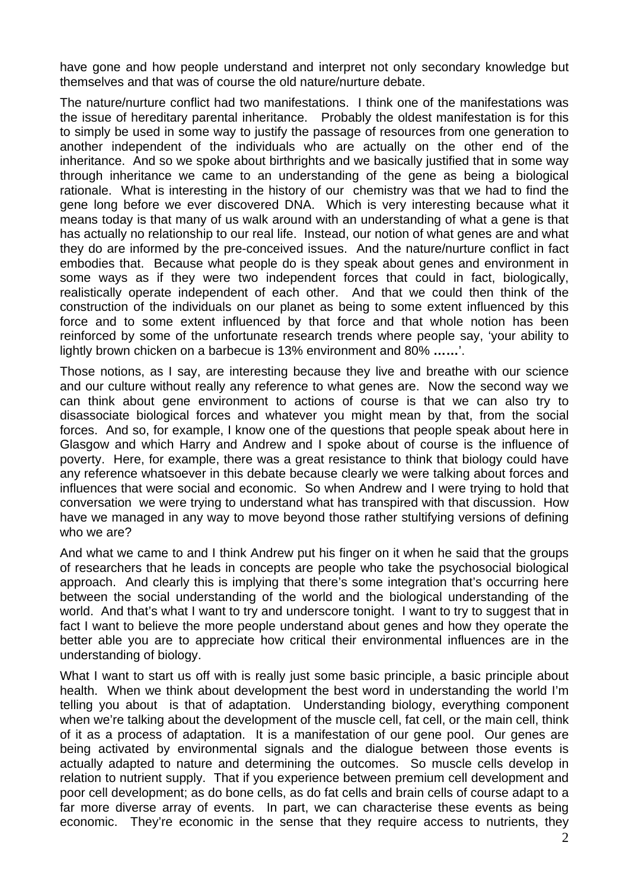have gone and how people understand and interpret not only secondary knowledge but themselves and that was of course the old nature/nurture debate.

The nature/nurture conflict had two manifestations. I think one of the manifestations was the issue of hereditary parental inheritance. Probably the oldest manifestation is for this to simply be used in some way to justify the passage of resources from one generation to another independent of the individuals who are actually on the other end of the inheritance. And so we spoke about birthrights and we basically justified that in some way through inheritance we came to an understanding of the gene as being a biological rationale. What is interesting in the history of our chemistry was that we had to find the gene long before we ever discovered DNA. Which is very interesting because what it means today is that many of us walk around with an understanding of what a gene is that has actually no relationship to our real life. Instead, our notion of what genes are and what they do are informed by the pre-conceived issues. And the nature/nurture conflict in fact embodies that. Because what people do is they speak about genes and environment in some ways as if they were two independent forces that could in fact, biologically, realistically operate independent of each other. And that we could then think of the construction of the individuals on our planet as being to some extent influenced by this force and to some extent influenced by that force and that whole notion has been reinforced by some of the unfortunate research trends where people say, 'your ability to lightly brown chicken on a barbecue is 13% environment and 80% **……**'.

Those notions, as I say, are interesting because they live and breathe with our science and our culture without really any reference to what genes are. Now the second way we can think about gene environment to actions of course is that we can also try to disassociate biological forces and whatever you might mean by that, from the social forces. And so, for example, I know one of the questions that people speak about here in Glasgow and which Harry and Andrew and I spoke about of course is the influence of poverty. Here, for example, there was a great resistance to think that biology could have any reference whatsoever in this debate because clearly we were talking about forces and influences that were social and economic. So when Andrew and I were trying to hold that conversation we were trying to understand what has transpired with that discussion. How have we managed in any way to move beyond those rather stultifying versions of defining who we are?

And what we came to and I think Andrew put his finger on it when he said that the groups of researchers that he leads in concepts are people who take the psychosocial biological approach. And clearly this is implying that there's some integration that's occurring here between the social understanding of the world and the biological understanding of the world. And that's what I want to try and underscore tonight. I want to try to suggest that in fact I want to believe the more people understand about genes and how they operate the better able you are to appreciate how critical their environmental influences are in the understanding of biology.

What I want to start us off with is really just some basic principle, a basic principle about health. When we think about development the best word in understanding the world I'm telling you about is that of adaptation. Understanding biology, everything component when we're talking about the development of the muscle cell, fat cell, or the main cell, think of it as a process of adaptation. It is a manifestation of our gene pool. Our genes are being activated by environmental signals and the dialogue between those events is actually adapted to nature and determining the outcomes. So muscle cells develop in relation to nutrient supply. That if you experience between premium cell development and poor cell development; as do bone cells, as do fat cells and brain cells of course adapt to a far more diverse array of events. In part, we can characterise these events as being economic. They're economic in the sense that they require access to nutrients, they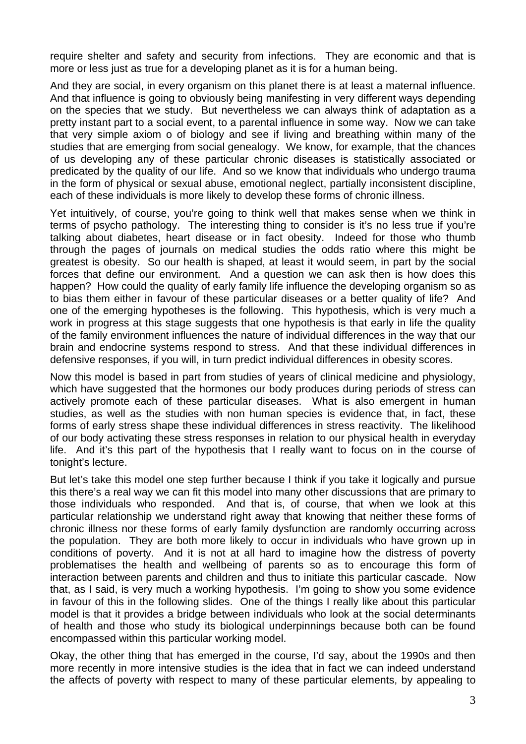require shelter and safety and security from infections. They are economic and that is more or less just as true for a developing planet as it is for a human being.

And they are social, in every organism on this planet there is at least a maternal influence. And that influence is going to obviously being manifesting in very different ways depending on the species that we study. But nevertheless we can always think of adaptation as a pretty instant part to a social event, to a parental influence in some way. Now we can take that very simple axiom o of biology and see if living and breathing within many of the studies that are emerging from social genealogy. We know, for example, that the chances of us developing any of these particular chronic diseases is statistically associated or predicated by the quality of our life. And so we know that individuals who undergo trauma in the form of physical or sexual abuse, emotional neglect, partially inconsistent discipline, each of these individuals is more likely to develop these forms of chronic illness.

Yet intuitively, of course, you're going to think well that makes sense when we think in terms of psycho pathology. The interesting thing to consider is it's no less true if you're talking about diabetes, heart disease or in fact obesity. Indeed for those who thumb through the pages of journals on medical studies the odds ratio where this might be greatest is obesity. So our health is shaped, at least it would seem, in part by the social forces that define our environment. And a question we can ask then is how does this happen? How could the quality of early family life influence the developing organism so as to bias them either in favour of these particular diseases or a better quality of life? And one of the emerging hypotheses is the following. This hypothesis, which is very much a work in progress at this stage suggests that one hypothesis is that early in life the quality of the family environment influences the nature of individual differences in the way that our brain and endocrine systems respond to stress. And that these individual differences in defensive responses, if you will, in turn predict individual differences in obesity scores.

Now this model is based in part from studies of years of clinical medicine and physiology, which have suggested that the hormones our body produces during periods of stress can actively promote each of these particular diseases. What is also emergent in human studies, as well as the studies with non human species is evidence that, in fact, these forms of early stress shape these individual differences in stress reactivity. The likelihood of our body activating these stress responses in relation to our physical health in everyday life. And it's this part of the hypothesis that I really want to focus on in the course of tonight's lecture.

But let's take this model one step further because I think if you take it logically and pursue this there's a real way we can fit this model into many other discussions that are primary to those individuals who responded. And that is, of course, that when we look at this particular relationship we understand right away that knowing that neither these forms of chronic illness nor these forms of early family dysfunction are randomly occurring across the population. They are both more likely to occur in individuals who have grown up in conditions of poverty. And it is not at all hard to imagine how the distress of poverty problematises the health and wellbeing of parents so as to encourage this form of interaction between parents and children and thus to initiate this particular cascade. Now that, as I said, is very much a working hypothesis. I'm going to show you some evidence in favour of this in the following slides. One of the things I really like about this particular model is that it provides a bridge between individuals who look at the social determinants of health and those who study its biological underpinnings because both can be found encompassed within this particular working model.

Okay, the other thing that has emerged in the course, I'd say, about the 1990s and then more recently in more intensive studies is the idea that in fact we can indeed understand the affects of poverty with respect to many of these particular elements, by appealing to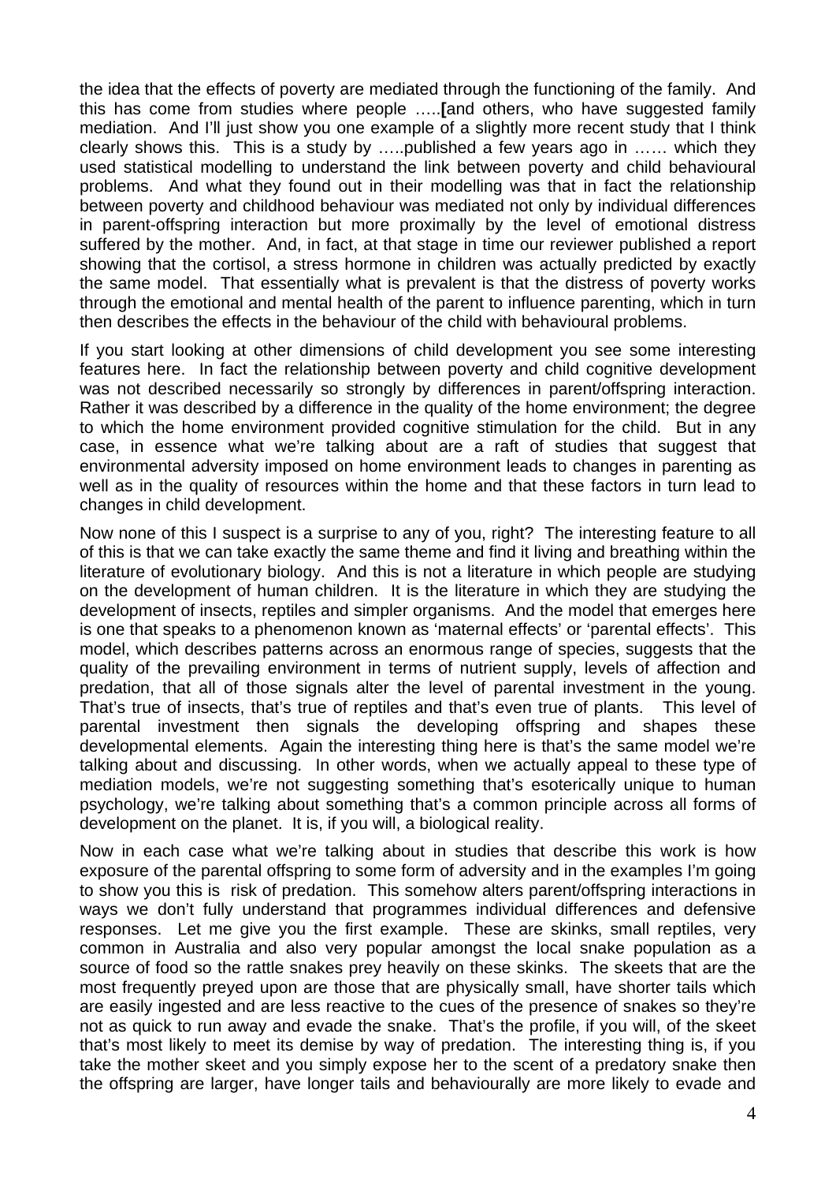the idea that the effects of poverty are mediated through the functioning of the family. And this has come from studies where people …..**[**and others, who have suggested family mediation. And I'll just show you one example of a slightly more recent study that I think clearly shows this. This is a study by …..published a few years ago in …… which they used statistical modelling to understand the link between poverty and child behavioural problems. And what they found out in their modelling was that in fact the relationship between poverty and childhood behaviour was mediated not only by individual differences in parent-offspring interaction but more proximally by the level of emotional distress suffered by the mother. And, in fact, at that stage in time our reviewer published a report showing that the cortisol, a stress hormone in children was actually predicted by exactly the same model. That essentially what is prevalent is that the distress of poverty works through the emotional and mental health of the parent to influence parenting, which in turn then describes the effects in the behaviour of the child with behavioural problems.

If you start looking at other dimensions of child development you see some interesting features here. In fact the relationship between poverty and child cognitive development was not described necessarily so strongly by differences in parent/offspring interaction. Rather it was described by a difference in the quality of the home environment; the degree to which the home environment provided cognitive stimulation for the child. But in any case, in essence what we're talking about are a raft of studies that suggest that environmental adversity imposed on home environment leads to changes in parenting as well as in the quality of resources within the home and that these factors in turn lead to changes in child development.

Now none of this I suspect is a surprise to any of you, right? The interesting feature to all of this is that we can take exactly the same theme and find it living and breathing within the literature of evolutionary biology. And this is not a literature in which people are studying on the development of human children. It is the literature in which they are studying the development of insects, reptiles and simpler organisms. And the model that emerges here is one that speaks to a phenomenon known as 'maternal effects' or 'parental effects'. This model, which describes patterns across an enormous range of species, suggests that the quality of the prevailing environment in terms of nutrient supply, levels of affection and predation, that all of those signals alter the level of parental investment in the young. That's true of insects, that's true of reptiles and that's even true of plants. This level of parental investment then signals the developing offspring and shapes these developmental elements. Again the interesting thing here is that's the same model we're talking about and discussing. In other words, when we actually appeal to these type of mediation models, we're not suggesting something that's esoterically unique to human psychology, we're talking about something that's a common principle across all forms of development on the planet. It is, if you will, a biological reality.

Now in each case what we're talking about in studies that describe this work is how exposure of the parental offspring to some form of adversity and in the examples I'm going to show you this is risk of predation. This somehow alters parent/offspring interactions in ways we don't fully understand that programmes individual differences and defensive responses. Let me give you the first example. These are skinks, small reptiles, very common in Australia and also very popular amongst the local snake population as a source of food so the rattle snakes prey heavily on these skinks. The skeets that are the most frequently preyed upon are those that are physically small, have shorter tails which are easily ingested and are less reactive to the cues of the presence of snakes so they're not as quick to run away and evade the snake. That's the profile, if you will, of the skeet that's most likely to meet its demise by way of predation. The interesting thing is, if you take the mother skeet and you simply expose her to the scent of a predatory snake then the offspring are larger, have longer tails and behaviourally are more likely to evade and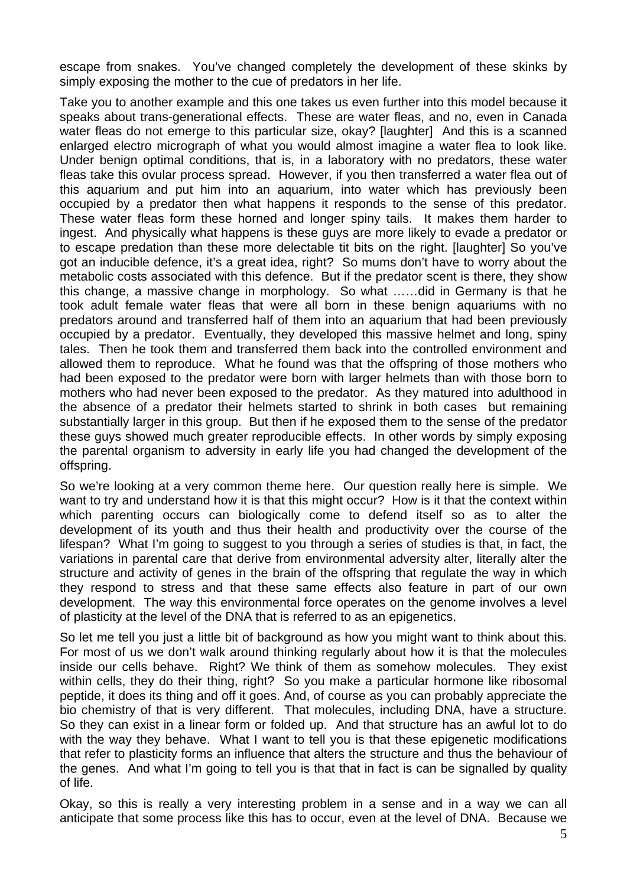escape from snakes. You've changed completely the development of these skinks by simply exposing the mother to the cue of predators in her life.

Take you to another example and this one takes us even further into this model because it speaks about trans-generational effects. These are water fleas, and no, even in Canada water fleas do not emerge to this particular size, okay? [laughter] And this is a scanned enlarged electro micrograph of what you would almost imagine a water flea to look like. Under benign optimal conditions, that is, in a laboratory with no predators, these water fleas take this ovular process spread. However, if you then transferred a water flea out of this aquarium and put him into an aquarium, into water which has previously been occupied by a predator then what happens it responds to the sense of this predator. These water fleas form these horned and longer spiny tails. It makes them harder to ingest. And physically what happens is these guys are more likely to evade a predator or to escape predation than these more delectable tit bits on the right. [laughter] So you've got an inducible defence, it's a great idea, right? So mums don't have to worry about the metabolic costs associated with this defence. But if the predator scent is there, they show this change, a massive change in morphology. So what ……did in Germany is that he took adult female water fleas that were all born in these benign aquariums with no predators around and transferred half of them into an aquarium that had been previously occupied by a predator. Eventually, they developed this massive helmet and long, spiny tales. Then he took them and transferred them back into the controlled environment and allowed them to reproduce. What he found was that the offspring of those mothers who had been exposed to the predator were born with larger helmets than with those born to mothers who had never been exposed to the predator. As they matured into adulthood in the absence of a predator their helmets started to shrink in both cases but remaining substantially larger in this group. But then if he exposed them to the sense of the predator these guys showed much greater reproducible effects. In other words by simply exposing the parental organism to adversity in early life you had changed the development of the offspring.

So we're looking at a very common theme here. Our question really here is simple. We want to try and understand how it is that this might occur? How is it that the context within which parenting occurs can biologically come to defend itself so as to alter the development of its youth and thus their health and productivity over the course of the lifespan? What I'm going to suggest to you through a series of studies is that, in fact, the variations in parental care that derive from environmental adversity alter, literally alter the structure and activity of genes in the brain of the offspring that regulate the way in which they respond to stress and that these same effects also feature in part of our own development. The way this environmental force operates on the genome involves a level of plasticity at the level of the DNA that is referred to as an epigenetics.

So let me tell you just a little bit of background as how you might want to think about this. For most of us we don't walk around thinking regularly about how it is that the molecules inside our cells behave. Right? We think of them as somehow molecules. They exist within cells, they do their thing, right? So you make a particular hormone like ribosomal peptide, it does its thing and off it goes. And, of course as you can probably appreciate the bio chemistry of that is very different. That molecules, including DNA, have a structure. So they can exist in a linear form or folded up. And that structure has an awful lot to do with the way they behave. What I want to tell you is that these epigenetic modifications that refer to plasticity forms an influence that alters the structure and thus the behaviour of the genes. And what I'm going to tell you is that that in fact is can be signalled by quality of life.

Okay, so this is really a very interesting problem in a sense and in a way we can all anticipate that some process like this has to occur, even at the level of DNA. Because we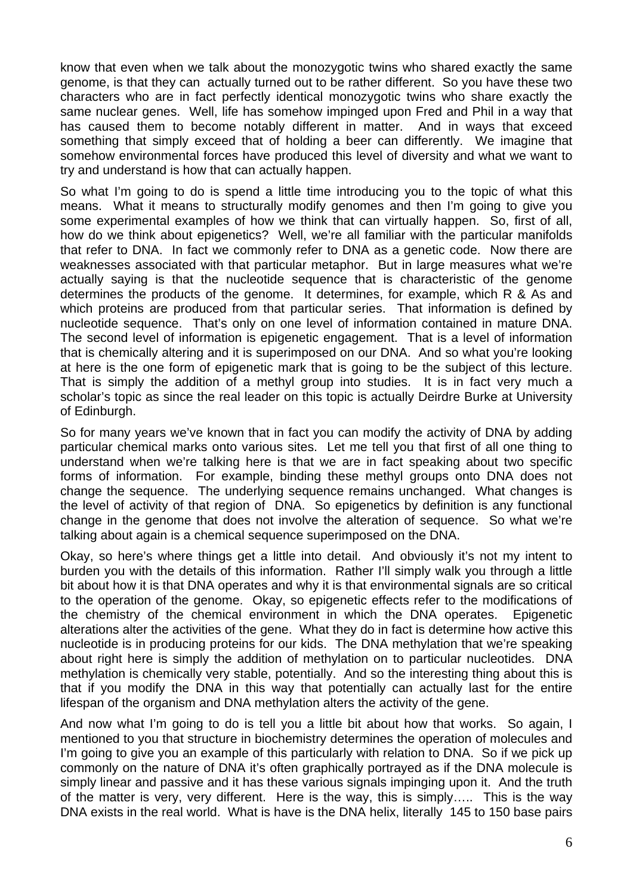know that even when we talk about the monozygotic twins who shared exactly the same genome, is that they can  actually turned out to be rather different.  So you have these two characters who are in fact perfectly identical monozygotic twins who share exactly the same nuclear genes.  Well, life has somehow impinged upon Fred and Phil in a way that has caused them to become notably different in matter.  And in ways that exceed something that simply exceed that of holding a beer can differently.  We imagine that somehow environmental forces have produced this level of diversity and what we want to try and understand is how that can actually happen.

So what I'm going to do is spend a little time introducing you to the topic of what this means.  What it means to structurally modify genomes and then I'm going to give you some experimental examples of how we think that can virtually happen.  So, first of all, how do we think about epigenetics?  Well, we're all familiar with the particular manifolds that refer to DNA.  In fact we commonly refer to DNA as a genetic code.  Now there are weaknesses associated with that particular metaphor.  But in large measures what we're actually saying is that the nucleotide sequence that is characteristic of the genome determines the products of the genome.  It determines, for example, which R & As and which proteins are produced from that particular series.  That information is defined by nucleotide sequence.  That's only on one level of information contained in mature DNA.  The second level of information is epigenetic engagement.  That is a level of information that is chemically altering and it is superimposed on our DNA.  And so what you're looking at here is the one form of epigenetic mark that is going to be the subject of this lecture.  That is simply the addition of a methyl group into studies.  It is in fact very much a scholar's topic as since the real leader on this topic is actually Deirdre Burke at University of Edinburgh.

So for many years we've known that in fact you can modify the activity of DNA by adding particular chemical marks onto various sites.  Let me tell you that first of all one thing to understand when we're talking here is that we are in fact speaking about two specific forms of information.  For example, binding these methyl groups onto DNA does not change the sequence.  The underlying sequence remains unchanged.  What changes is the level of activity of that region of  DNA.  So epigenetics by definition is any functional change in the genome that does not involve the alteration of sequence.  So what we're talking about again is a chemical sequence superimposed on the DNA.

Okay, so here's where things get a little into detail.  And obviously it's not my intent to burden you with the details of this information.  Rather I'll simply walk you through a little bit about how it is that DNA operates and why it is that environmental signals are so critical to the operation of the genome.  Okay, so epigenetic effects refer to the modifications of the chemistry of the chemical environment in which the DNA operates.  Epigenetic alterations alter the activities of the gene.  What they do in fact is determine how active this nucleotide is in producing proteins for our kids.  The DNA methylation that we're speaking about right here is simply the addition of methylation on to particular nucleotides.  DNA methylation is chemically very stable, potentially.  And so the interesting thing about this is that if you modify the DNA in this way that potentially can actually last for the entire lifespan of the organism and DNA methylation alters the activity of the gene.

And now what I'm going to do is tell you a little bit about how that works.  So again, I mentioned to you that structure in biochemistry determines the operation of molecules and I'm going to give you an example of this particularly with relation to DNA.  So if we pick up commonly on the nature of DNA it's often graphically portrayed as if the DNA molecule is simply linear and passive and it has these various signals impinging upon it.  And the truth of the matter is very, very different.  Here is the way, this is simply…..  This is the way DNA exists in the real world.  What is have is the DNA helix, literally  145 to 150 base pairs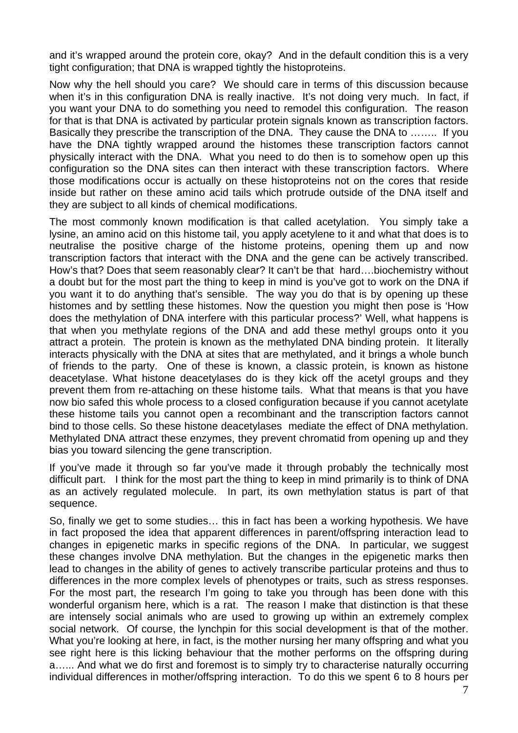and it's wrapped around the protein core, okay? And in the default condition this is a very tight configuration; that DNA is wrapped tightly the histoproteins.

Now why the hell should you care? We should care in terms of this discussion because when it's in this configuration DNA is really inactive. It's not doing very much. In fact, if you want your DNA to do something you need to remodel this configuration. The reason for that is that DNA is activated by particular protein signals known as transcription factors. Basically they prescribe the transcription of the DNA. They cause the DNA to …….. If you have the DNA tightly wrapped around the histomes these transcription factors cannot physically interact with the DNA. What you need to do then is to somehow open up this configuration so the DNA sites can then interact with these transcription factors. Where those modifications occur is actually on these histoproteins not on the cores that reside inside but rather on these amino acid tails which protrude outside of the DNA itself and they are subject to all kinds of chemical modifications.

The most commonly known modification is that called acetylation. You simply take a lysine, an amino acid on this histome tail, you apply acetylene to it and what that does is to neutralise the positive charge of the histome proteins, opening them up and now transcription factors that interact with the DNA and the gene can be actively transcribed. How's that? Does that seem reasonably clear? It can't be that hard….biochemistry without a doubt but for the most part the thing to keep in mind is you've got to work on the DNA if you want it to do anything that's sensible. The way you do that is by opening up these histomes and by settling these histomes. Now the question you might then pose is 'How does the methylation of DNA interfere with this particular process?' Well, what happens is that when you methylate regions of the DNA and add these methyl groups onto it you attract a protein. The protein is known as the methylated DNA binding protein. It literally interacts physically with the DNA at sites that are methylated, and it brings a whole bunch of friends to the party. One of these is known, a classic protein, is known as histone deacetylase. What histone deacetylases do is they kick off the acetyl groups and they prevent them from re-attaching on these histome tails. What that means is that you have now bio safed this whole process to a closed configuration because if you cannot acetylate these histome tails you cannot open a recombinant and the transcription factors cannot bind to those cells. So these histone deacetylases mediate the effect of DNA methylation. Methylated DNA attract these enzymes, they prevent chromatid from opening up and they bias you toward silencing the gene transcription.

If you've made it through so far you've made it through probably the technically most difficult part. I think for the most part the thing to keep in mind primarily is to think of DNA as an actively regulated molecule. In part, its own methylation status is part of that sequence.

So, finally we get to some studies… this in fact has been a working hypothesis. We have in fact proposed the idea that apparent differences in parent/offspring interaction lead to changes in epigenetic marks in specific regions of the DNA. In particular, we suggest these changes involve DNA methylation. But the changes in the epigenetic marks then lead to changes in the ability of genes to actively transcribe particular proteins and thus to differences in the more complex levels of phenotypes or traits, such as stress responses. For the most part, the research I'm going to take you through has been done with this wonderful organism here, which is a rat. The reason I make that distinction is that these are intensely social animals who are used to growing up within an extremely complex social network. Of course, the lynchpin for this social development is that of the mother. What you're looking at here, in fact, is the mother nursing her many offspring and what you see right here is this licking behaviour that the mother performs on the offspring during a…… And what we do first and foremost is to simply try to characterise naturally occurring individual differences in mother/offspring interaction. To do this we spent 6 to 8 hours per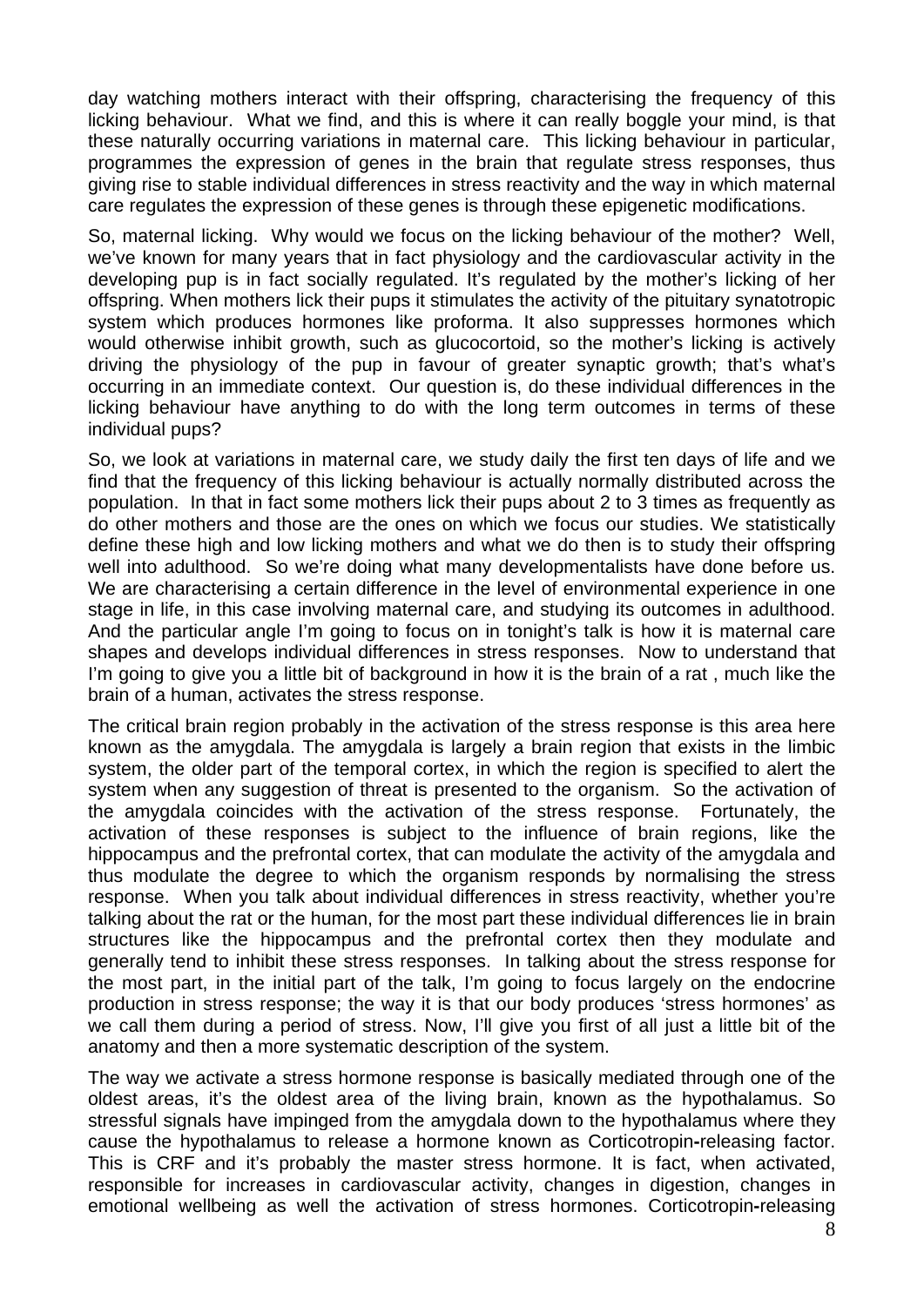day watching mothers interact with their offspring, characterising the frequency of this licking behaviour. What we find, and this is where it can really boggle your mind, is that these naturally occurring variations in maternal care. This licking behaviour in particular, programmes the expression of genes in the brain that regulate stress responses, thus giving rise to stable individual differences in stress reactivity and the way in which maternal care regulates the expression of these genes is through these epigenetic modifications.

So, maternal licking. Why would we focus on the licking behaviour of the mother? Well, we've known for many years that in fact physiology and the cardiovascular activity in the developing pup is in fact socially regulated. It's regulated by the mother's licking of her offspring. When mothers lick their pups it stimulates the activity of the pituitary synatotropic system which produces hormones like proforma. It also suppresses hormones which would otherwise inhibit growth, such as glucocortoid, so the mother's licking is actively driving the physiology of the pup in favour of greater synaptic growth; that's what's occurring in an immediate context. Our question is, do these individual differences in the licking behaviour have anything to do with the long term outcomes in terms of these individual pups?

So, we look at variations in maternal care, we study daily the first ten days of life and we find that the frequency of this licking behaviour is actually normally distributed across the population. In that in fact some mothers lick their pups about 2 to 3 times as frequently as do other mothers and those are the ones on which we focus our studies. We statistically define these high and low licking mothers and what we do then is to study their offspring well into adulthood. So we're doing what many developmentalists have done before us. We are characterising a certain difference in the level of environmental experience in one stage in life, in this case involving maternal care, and studying its outcomes in adulthood. And the particular angle I'm going to focus on in tonight's talk is how it is maternal care shapes and develops individual differences in stress responses. Now to understand that I'm going to give you a little bit of background in how it is the brain of a rat , much like the brain of a human, activates the stress response.

The critical brain region probably in the activation of the stress response is this area here known as the amygdala. The amygdala is largely a brain region that exists in the limbic system, the older part of the temporal cortex, in which the region is specified to alert the system when any suggestion of threat is presented to the organism. So the activation of the amygdala coincides with the activation of the stress response. Fortunately, the activation of these responses is subject to the influence of brain regions, like the hippocampus and the prefrontal cortex, that can modulate the activity of the amygdala and thus modulate the degree to which the organism responds by normalising the stress response. When you talk about individual differences in stress reactivity, whether you're talking about the rat or the human, for the most part these individual differences lie in brain structures like the hippocampus and the prefrontal cortex then they modulate and generally tend to inhibit these stress responses. In talking about the stress response for the most part, in the initial part of the talk, I'm going to focus largely on the endocrine production in stress response; the way it is that our body produces 'stress hormones' as we call them during a period of stress. Now, I'll give you first of all just a little bit of the anatomy and then a more systematic description of the system.

The way we activate a stress hormone response is basically mediated through one of the oldest areas, it's the oldest area of the living brain, known as the hypothalamus. So stressful signals have impinged from the amygdala down to the hypothalamus where they cause the hypothalamus to release a hormone known as Corticotropin-releasing factor. This is CRF and it's probably the master stress hormone. It is fact, when activated, responsible for increases in cardiovascular activity, changes in digestion, changes in emotional wellbeing as well the activation of stress hormones. Corticotropin-releasing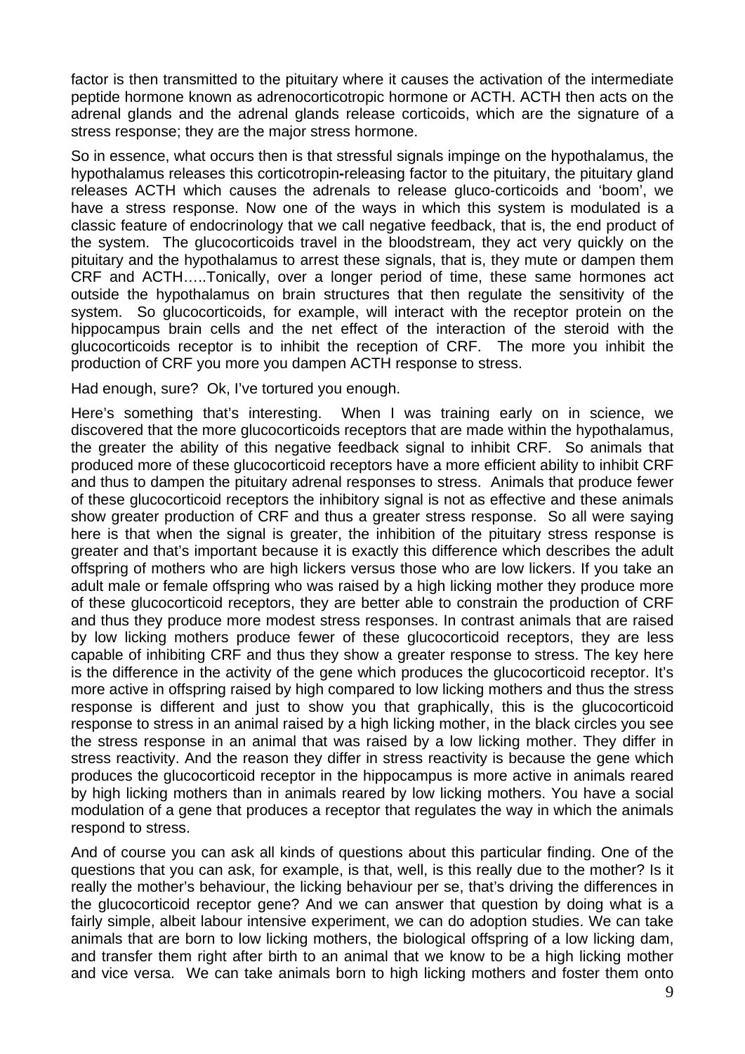factor is then transmitted to the pituitary where it causes the activation of the intermediate peptide hormone known as adrenocorticotropic hormone or ACTH. ACTH then acts on the adrenal glands and the adrenal glands release corticoids, which are the signature of a stress response; they are the major stress hormone.

So in essence, what occurs then is that stressful signals impinge on the hypothalamus, the hypothalamus releases this corticotropin-releasing factor to the pituitary, the pituitary gland releases ACTH which causes the adrenals to release gluco-corticoids and 'boom', we have a stress response. Now one of the ways in which this system is modulated is a classic feature of endocrinology that we call negative feedback, that is, the end product of the system. The glucocorticoids travel in the bloodstream, they act very quickly on the pituitary and the hypothalamus to arrest these signals, that is, they mute or dampen them CRF and ACTH…..Tonically, over a longer period of time, these same hormones act outside the hypothalamus on brain structures that then regulate the sensitivity of the system. So glucocorticoids, for example, will interact with the receptor protein on the hippocampus brain cells and the net effect of the interaction of the steroid with the glucocorticoids receptor is to inhibit the reception of CRF. The more you inhibit the production of CRF you more you dampen ACTH response to stress.

Had enough, sure? Ok, I've tortured you enough.

Here's something that's interesting. When I was training early on in science, we discovered that the more glucocorticoids receptors that are made within the hypothalamus, the greater the ability of this negative feedback signal to inhibit CRF. So animals that produced more of these glucocorticoid receptors have a more efficient ability to inhibit CRF and thus to dampen the pituitary adrenal responses to stress. Animals that produce fewer of these glucocorticoid receptors the inhibitory signal is not as effective and these animals show greater production of CRF and thus a greater stress response. So all were saying here is that when the signal is greater, the inhibition of the pituitary stress response is greater and that's important because it is exactly this difference which describes the adult offspring of mothers who are high lickers versus those who are low lickers. If you take an adult male or female offspring who was raised by a high licking mother they produce more of these glucocorticoid receptors, they are better able to constrain the production of CRF and thus they produce more modest stress responses. In contrast animals that are raised by low licking mothers produce fewer of these glucocorticoid receptors, they are less capable of inhibiting CRF and thus they show a greater response to stress. The key here is the difference in the activity of the gene which produces the glucocorticoid receptor. It's more active in offspring raised by high compared to low licking mothers and thus the stress response is different and just to show you that graphically, this is the glucocorticoid response to stress in an animal raised by a high licking mother, in the black circles you see the stress response in an animal that was raised by a low licking mother. They differ in stress reactivity. And the reason they differ in stress reactivity is because the gene which produces the glucocorticoid receptor in the hippocampus is more active in animals reared by high licking mothers than in animals reared by low licking mothers. You have a social modulation of a gene that produces a receptor that regulates the way in which the animals respond to stress.

And of course you can ask all kinds of questions about this particular finding. One of the questions that you can ask, for example, is that, well, is this really due to the mother? Is it really the mother's behaviour, the licking behaviour per se, that's driving the differences in the glucocorticoid receptor gene? And we can answer that question by doing what is a fairly simple, albeit labour intensive experiment, we can do adoption studies. We can take animals that are born to low licking mothers, the biological offspring of a low licking dam, and transfer them right after birth to an animal that we know to be a high licking mother and vice versa. We can take animals born to high licking mothers and foster them onto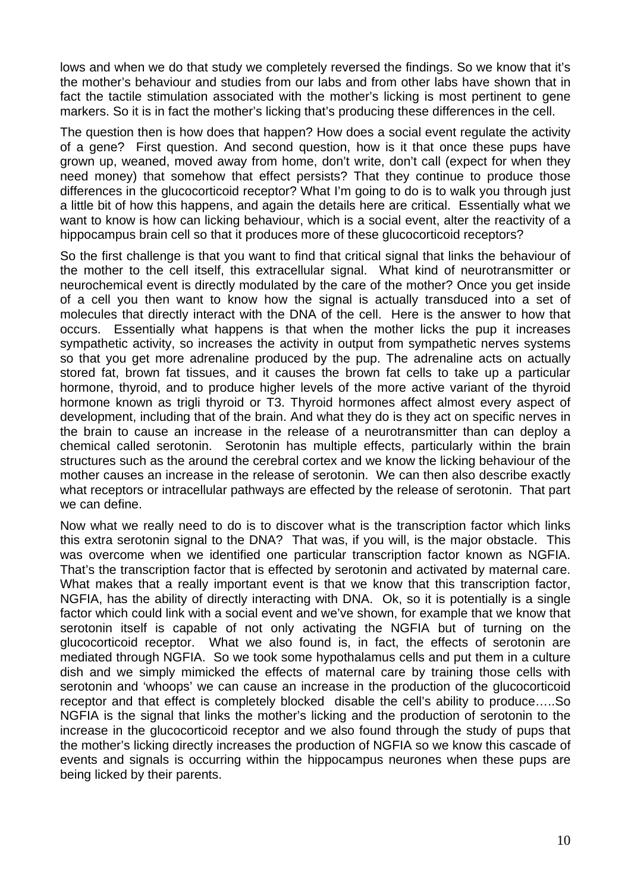lows and when we do that study we completely reversed the findings. So we know that it's the mother's behaviour and studies from our labs and from other labs have shown that in fact the tactile stimulation associated with the mother's licking is most pertinent to gene markers. So it is in fact the mother's licking that's producing these differences in the cell.

The question then is how does that happen? How does a social event regulate the activity of a gene? First question. And second question, how is it that once these pups have grown up, weaned, moved away from home, don't write, don't call (expect for when they need money) that somehow that effect persists? That they continue to produce those differences in the glucocorticoid receptor? What I'm going to do is to walk you through just a little bit of how this happens, and again the details here are critical. Essentially what we want to know is how can licking behaviour, which is a social event, alter the reactivity of a hippocampus brain cell so that it produces more of these glucocorticoid receptors?

So the first challenge is that you want to find that critical signal that links the behaviour of the mother to the cell itself, this extracellular signal. What kind of neurotransmitter or neurochemical event is directly modulated by the care of the mother? Once you get inside of a cell you then want to know how the signal is actually transduced into a set of molecules that directly interact with the DNA of the cell. Here is the answer to how that occurs. Essentially what happens is that when the mother licks the pup it increases sympathetic activity, so increases the activity in output from sympathetic nerves systems so that you get more adrenaline produced by the pup. The adrenaline acts on actually stored fat, brown fat tissues, and it causes the brown fat cells to take up a particular hormone, thyroid, and to produce higher levels of the more active variant of the thyroid hormone known as trigli thyroid or T3. Thyroid hormones affect almost every aspect of development, including that of the brain. And what they do is they act on specific nerves in the brain to cause an increase in the release of a neurotransmitter than can deploy a chemical called serotonin. Serotonin has multiple effects, particularly within the brain structures such as the around the cerebral cortex and we know the licking behaviour of the mother causes an increase in the release of serotonin. We can then also describe exactly what receptors or intracellular pathways are effected by the release of serotonin. That part we can define.

Now what we really need to do is to discover what is the transcription factor which links this extra serotonin signal to the DNA? That was, if you will, is the major obstacle. This was overcome when we identified one particular transcription factor known as NGFIA. That's the transcription factor that is effected by serotonin and activated by maternal care. What makes that a really important event is that we know that this transcription factor, NGFIA, has the ability of directly interacting with DNA. Ok, so it is potentially is a single factor which could link with a social event and we've shown, for example that we know that serotonin itself is capable of not only activating the NGFIA but of turning on the glucocorticoid receptor. What we also found is, in fact, the effects of serotonin are mediated through NGFIA. So we took some hypothalamus cells and put them in a culture dish and we simply mimicked the effects of maternal care by training those cells with serotonin and 'whoops' we can cause an increase in the production of the glucocorticoid receptor and that effect is completely blocked disable the cell's ability to produce…..So NGFIA is the signal that links the mother's licking and the production of serotonin to the increase in the glucocorticoid receptor and we also found through the study of pups that the mother's licking directly increases the production of NGFIA so we know this cascade of events and signals is occurring within the hippocampus neurones when these pups are being licked by their parents.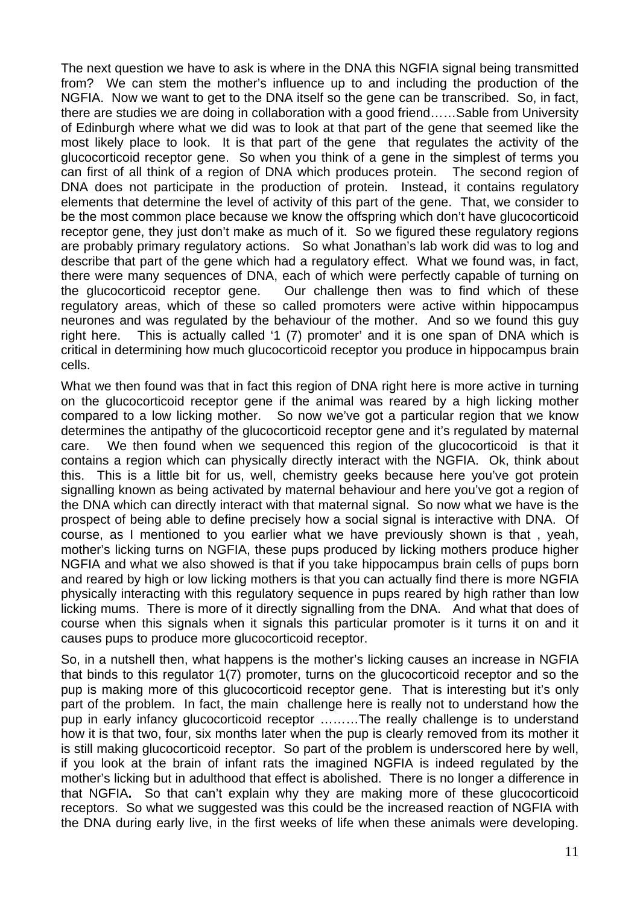The next question we have to ask is where in the DNA this NGFIA signal being transmitted from? We can stem the mother's influence up to and including the production of the NGFIA. Now we want to get to the DNA itself so the gene can be transcribed. So, in fact, there are studies we are doing in collaboration with a good friend……Sable from University of Edinburgh where what we did was to look at that part of the gene that seemed like the most likely place to look. It is that part of the gene that regulates the activity of the glucocorticoid receptor gene. So when you think of a gene in the simplest of terms you can first of all think of a region of DNA which produces protein. The second region of DNA does not participate in the production of protein. Instead, it contains regulatory elements that determine the level of activity of this part of the gene. That, we consider to be the most common place because we know the offspring which don't have glucocorticoid receptor gene, they just don't make as much of it. So we figured these regulatory regions are probably primary regulatory actions. So what Jonathan's lab work did was to log and describe that part of the gene which had a regulatory effect. What we found was, in fact, there were many sequences of DNA, each of which were perfectly capable of turning on the glucocorticoid receptor gene. Our challenge then was to find which of these regulatory areas, which of these so called promoters were active within hippocampus neurones and was regulated by the behaviour of the mother. And so we found this guy right here. This is actually called '1 (7) promoter' and it is one span of DNA which is critical in determining how much glucocorticoid receptor you produce in hippocampus brain cells.

What we then found was that in fact this region of DNA right here is more active in turning on the glucocorticoid receptor gene if the animal was reared by a high licking mother compared to a low licking mother. So now we've got a particular region that we know determines the antipathy of the glucocorticoid receptor gene and it's regulated by maternal care. We then found when we sequenced this region of the glucocorticoid is that it contains a region which can physically directly interact with the NGFIA. Ok, think about this. This is a little bit for us, well, chemistry geeks because here you've got protein signalling known as being activated by maternal behaviour and here you've got a region of the DNA which can directly interact with that maternal signal. So now what we have is the prospect of being able to define precisely how a social signal is interactive with DNA. Of course, as I mentioned to you earlier what we have previously shown is that , yeah, mother's licking turns on NGFIA, these pups produced by licking mothers produce higher NGFIA and what we also showed is that if you take hippocampus brain cells of pups born and reared by high or low licking mothers is that you can actually find there is more NGFIA physically interacting with this regulatory sequence in pups reared by high rather than low licking mums. There is more of it directly signalling from the DNA. And what that does of course when this signals when it signals this particular promoter is it turns it on and it causes pups to produce more glucocorticoid receptor.

So, in a nutshell then, what happens is the mother's licking causes an increase in NGFIA that binds to this regulator 1(7) promoter, turns on the glucocorticoid receptor and so the pup is making more of this glucocorticoid receptor gene. That is interesting but it's only part of the problem. In fact, the main challenge here is really not to understand how the pup in early infancy glucocorticoid receptor ………The really challenge is to understand how it is that two, four, six months later when the pup is clearly removed from its mother it is still making glucocorticoid receptor. So part of the problem is underscored here by well, if you look at the brain of infant rats the imagined NGFIA is indeed regulated by the mother's licking but in adulthood that effect is abolished. There is no longer a difference in that NGFIA**.** So that can't explain why they are making more of these glucocorticoid receptors. So what we suggested was this could be the increased reaction of NGFIA with the DNA during early live, in the first weeks of life when these animals were developing.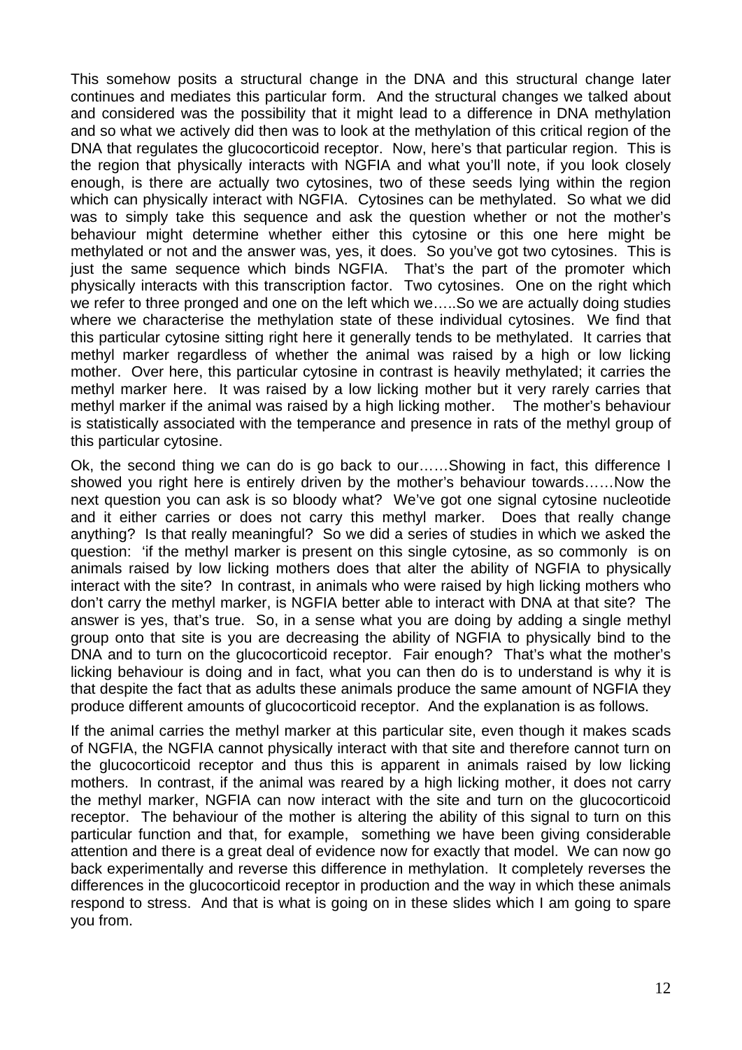This somehow posits a structural change in the DNA and this structural change later continues and mediates this particular form. And the structural changes we talked about and considered was the possibility that it might lead to a difference in DNA methylation and so what we actively did then was to look at the methylation of this critical region of the DNA that regulates the glucocorticoid receptor. Now, here's that particular region. This is the region that physically interacts with NGFIA and what you'll note, if you look closely enough, is there are actually two cytosines, two of these seeds lying within the region which can physically interact with NGFIA. Cytosines can be methylated. So what we did was to simply take this sequence and ask the question whether or not the mother's behaviour might determine whether either this cytosine or this one here might be methylated or not and the answer was, yes, it does. So you've got two cytosines. This is just the same sequence which binds NGFIA. That's the part of the promoter which physically interacts with this transcription factor. Two cytosines. One on the right which we refer to three pronged and one on the left which we…..So we are actually doing studies where we characterise the methylation state of these individual cytosines. We find that this particular cytosine sitting right here it generally tends to be methylated. It carries that methyl marker regardless of whether the animal was raised by a high or low licking mother. Over here, this particular cytosine in contrast is heavily methylated; it carries the methyl marker here. It was raised by a low licking mother but it very rarely carries that methyl marker if the animal was raised by a high licking mother. The mother's behaviour is statistically associated with the temperance and presence in rats of the methyl group of this particular cytosine.

Ok, the second thing we can do is go back to our……Showing in fact, this difference I showed you right here is entirely driven by the mother's behaviour towards……Now the next question you can ask is so bloody what? We've got one signal cytosine nucleotide and it either carries or does not carry this methyl marker. Does that really change anything? Is that really meaningful? So we did a series of studies in which we asked the question: 'if the methyl marker is present on this single cytosine, as so commonly is on animals raised by low licking mothers does that alter the ability of NGFIA to physically interact with the site? In contrast, in animals who were raised by high licking mothers who don't carry the methyl marker, is NGFIA better able to interact with DNA at that site? The answer is yes, that's true. So, in a sense what you are doing by adding a single methyl group onto that site is you are decreasing the ability of NGFIA to physically bind to the DNA and to turn on the glucocorticoid receptor. Fair enough? That's what the mother's licking behaviour is doing and in fact, what you can then do is to understand is why it is that despite the fact that as adults these animals produce the same amount of NGFIA they produce different amounts of glucocorticoid receptor. And the explanation is as follows.

If the animal carries the methyl marker at this particular site, even though it makes scads of NGFIA, the NGFIA cannot physically interact with that site and therefore cannot turn on the glucocorticoid receptor and thus this is apparent in animals raised by low licking mothers. In contrast, if the animal was reared by a high licking mother, it does not carry the methyl marker, NGFIA can now interact with the site and turn on the glucocorticoid receptor. The behaviour of the mother is altering the ability of this signal to turn on this particular function and that, for example, something we have been giving considerable attention and there is a great deal of evidence now for exactly that model. We can now go back experimentally and reverse this difference in methylation. It completely reverses the differences in the glucocorticoid receptor in production and the way in which these animals respond to stress. And that is what is going on in these slides which I am going to spare you from.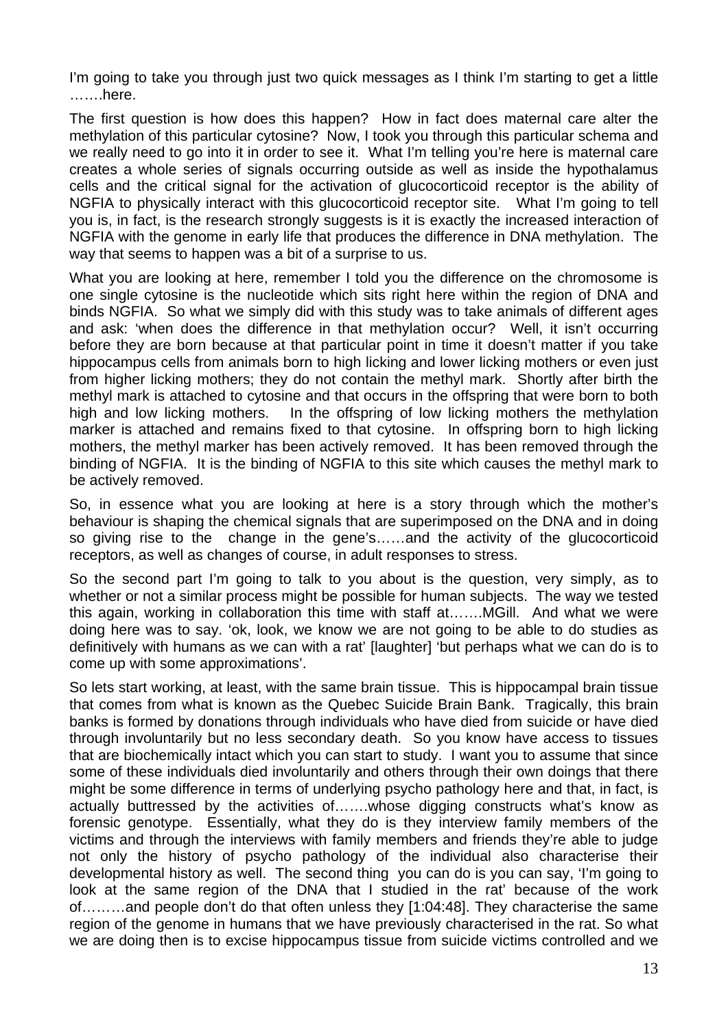I'm going to take you through just two quick messages as I think I'm starting to get a little …….here.

The first question is how does this happen? How in fact does maternal care alter the methylation of this particular cytosine? Now, I took you through this particular schema and we really need to go into it in order to see it. What I'm telling you're here is maternal care creates a whole series of signals occurring outside as well as inside the hypothalamus cells and the critical signal for the activation of glucocorticoid receptor is the ability of NGFIA to physically interact with this glucocorticoid receptor site. What I'm going to tell you is, in fact, is the research strongly suggests is it is exactly the increased interaction of NGFIA with the genome in early life that produces the difference in DNA methylation. The way that seems to happen was a bit of a surprise to us.

What you are looking at here, remember I told you the difference on the chromosome is one single cytosine is the nucleotide which sits right here within the region of DNA and binds NGFIA. So what we simply did with this study was to take animals of different ages and ask: 'when does the difference in that methylation occur? Well, it isn't occurring before they are born because at that particular point in time it doesn't matter if you take hippocampus cells from animals born to high licking and lower licking mothers or even just from higher licking mothers; they do not contain the methyl mark. Shortly after birth the methyl mark is attached to cytosine and that occurs in the offspring that were born to both high and low licking mothers. In the offspring of low licking mothers the methylation marker is attached and remains fixed to that cytosine. In offspring born to high licking mothers, the methyl marker has been actively removed. It has been removed through the binding of NGFIA. It is the binding of NGFIA to this site which causes the methyl mark to be actively removed.

So, in essence what you are looking at here is a story through which the mother's behaviour is shaping the chemical signals that are superimposed on the DNA and in doing so giving rise to the change in the gene's……and the activity of the glucocorticoid receptors, as well as changes of course, in adult responses to stress.

So the second part I'm going to talk to you about is the question, very simply, as to whether or not a similar process might be possible for human subjects. The way we tested this again, working in collaboration this time with staff at…….MGill. And what we were doing here was to say. 'ok, look, we know we are not going to be able to do studies as definitively with humans as we can with a rat' [laughter] 'but perhaps what we can do is to come up with some approximations'.

So lets start working, at least, with the same brain tissue. This is hippocampal brain tissue that comes from what is known as the Quebec Suicide Brain Bank. Tragically, this brain banks is formed by donations through individuals who have died from suicide or have died through involuntarily but no less secondary death. So you know have access to tissues that are biochemically intact which you can start to study. I want you to assume that since some of these individuals died involuntarily and others through their own doings that there might be some difference in terms of underlying psycho pathology here and that, in fact, is actually buttressed by the activities of…….whose digging constructs what's know as forensic genotype. Essentially, what they do is they interview family members of the victims and through the interviews with family members and friends they're able to judge not only the history of psycho pathology of the individual also characterise their developmental history as well. The second thing you can do is you can say, 'I'm going to look at the same region of the DNA that I studied in the rat' because of the work of………and people don't do that often unless they [1:04:48]. They characterise the same region of the genome in humans that we have previously characterised in the rat. So what we are doing then is to excise hippocampus tissue from suicide victims controlled and we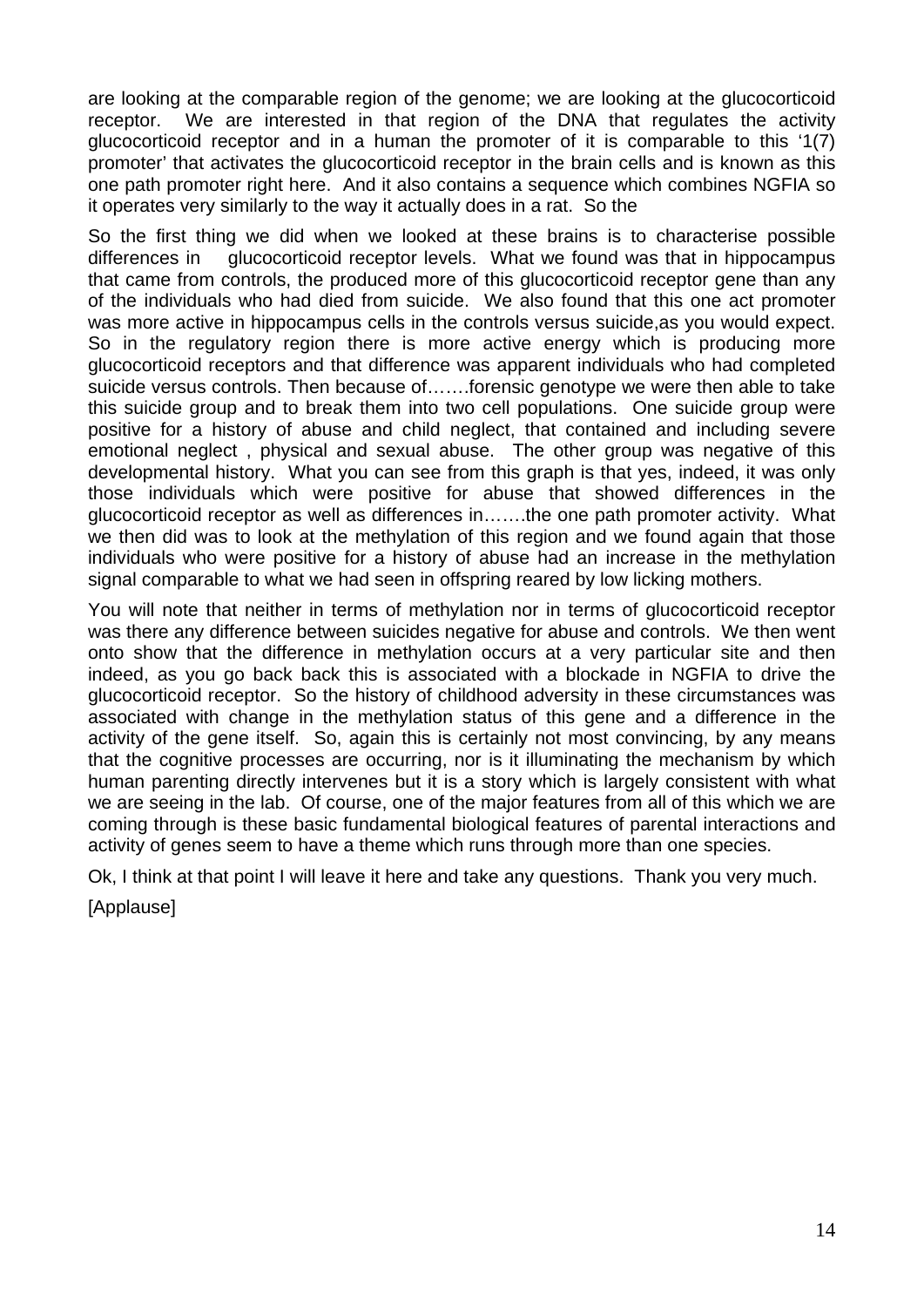are looking at the comparable region of the genome; we are looking at the glucocorticoid receptor. We are interested in that region of the DNA that regulates the activity glucocorticoid receptor and in a human the promoter of it is comparable to this '1(7) promoter' that activates the glucocorticoid receptor in the brain cells and is known as this one path promoter right here. And it also contains a sequence which combines NGFIA so it operates very similarly to the way it actually does in a rat. So the

So the first thing we did when we looked at these brains is to characterise possible differences in glucocorticoid receptor levels. What we found was that in hippocampus that came from controls, the produced more of this glucocorticoid receptor gene than any of the individuals who had died from suicide. We also found that this one act promoter was more active in hippocampus cells in the controls versus suicide,as you would expect. So in the regulatory region there is more active energy which is producing more glucocorticoid receptors and that difference was apparent individuals who had completed suicide versus controls. Then because of…….forensic genotype we were then able to take this suicide group and to break them into two cell populations. One suicide group were positive for a history of abuse and child neglect, that contained and including severe emotional neglect , physical and sexual abuse. The other group was negative of this developmental history. What you can see from this graph is that yes, indeed, it was only those individuals which were positive for abuse that showed differences in the glucocorticoid receptor as well as differences in…….the one path promoter activity. What we then did was to look at the methylation of this region and we found again that those individuals who were positive for a history of abuse had an increase in the methylation signal comparable to what we had seen in offspring reared by low licking mothers.

You will note that neither in terms of methylation nor in terms of glucocorticoid receptor was there any difference between suicides negative for abuse and controls. We then went onto show that the difference in methylation occurs at a very particular site and then indeed, as you go back back this is associated with a blockade in NGFIA to drive the glucocorticoid receptor. So the history of childhood adversity in these circumstances was associated with change in the methylation status of this gene and a difference in the activity of the gene itself. So, again this is certainly not most convincing, by any means that the cognitive processes are occurring, nor is it illuminating the mechanism by which human parenting directly intervenes but it is a story which is largely consistent with what we are seeing in the lab. Of course, one of the major features from all of this which we are coming through is these basic fundamental biological features of parental interactions and activity of genes seem to have a theme which runs through more than one species.

Ok, I think at that point I will leave it here and take any questions. Thank you very much.

[Applause]